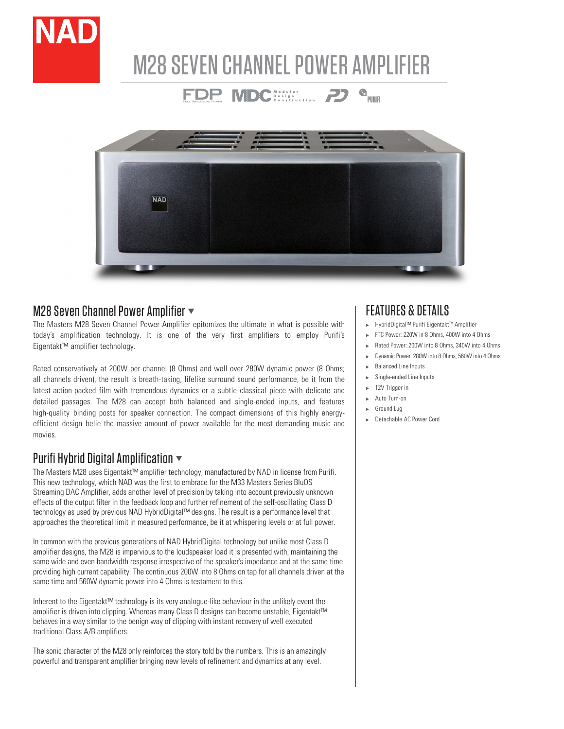# M28 SEVEN CHANNEL POWER AMPLIFIER

## M28 Seven Channel Power Amplifier

The Masters M28 Seven Channel Power Amplifier epitomizes the ultimate in what is possible with today's amplification technology. It is one of the very first amplifiers to employ Purifi's Eigentakt™ amplifier technology.

Rated conservatively at 200W per channel (8 Ohms) and well over 280W dynamic power (8 Ohms; all channels driven), the result is breath-taking, lifelike surround sound performance, be it from the latest action-packed film with tremendous dynamics or a subtle classical piece with delicate and detailed passages. The M28 can accept both balanced and single-ended inputs, and features high-quality binding posts for speaker connection. The compact dimensions of this highly energy-efficient design belie the massive amount of power available for the most demanding music and movies.

## Purifi Hybrid Digital Amplification

The Masters M28 uses Eigentakt™ amplifier technology, manufactured by NAD in license from Purifi. This new technology, which NAD was the first to embrace for the M33 Masters Series BluOS Streaming DAC Amplifier, adds another level of precision by taking into account previously unknown effects of the output filter in the feedback loop and further refinement of the self-oscillating Class D technology as used by previous NAD HybridDigital™ designs. The result is a performance level that approaches the theoretical limit in measured performance, be it at whispering levels or at full power.

In common with the previous generations of NAD HybridDigital technology but unlike most Class D amplifier designs, the M28 is impervious to the loudspeaker load it is presented with, maintaining the same wide and even bandwidth response irrespective of the speaker's impedance and at the same time providing high current capability. The continuous 200W into 8 Ohms on tap for all channels driven at the same time and 560W dynamic power into 4 Ohms is testament to this.

Inherent to the Eigentakt™ technology is its very analogue-like behaviour in the unlikely event the amplifier is driven into clipping. Whereas many Class D designs can become unstable, Eigentakt™ behaves in a way similar to the benign way of clipping with instant recovery of well executed traditional Class A/B amplifiers.

The sonic character of the M28 only reinforces the story told by the numbers. This is an amazingly powerful and transparent amplifier bringing new levels of refinement and dynamics at any level.

## FEATURES & DETAILS

- HybridDigital™ Purifi Eigentakt™ Amplifier
- FTC Power: 220W in 8 Ohms, 400W into 4 Ohms
- Rated Power: 200W into 8 Ohms, 340W into 4 Ohms
- Dynamic Power: 280W into 8 Ohms, 560W into 4 Ohms
- Balanced Line Inputs
- Single-ended Line Inputs
- 12V Trigger in
- Auto Turn-on
- Ground Lug
- Detachable AC Power Cord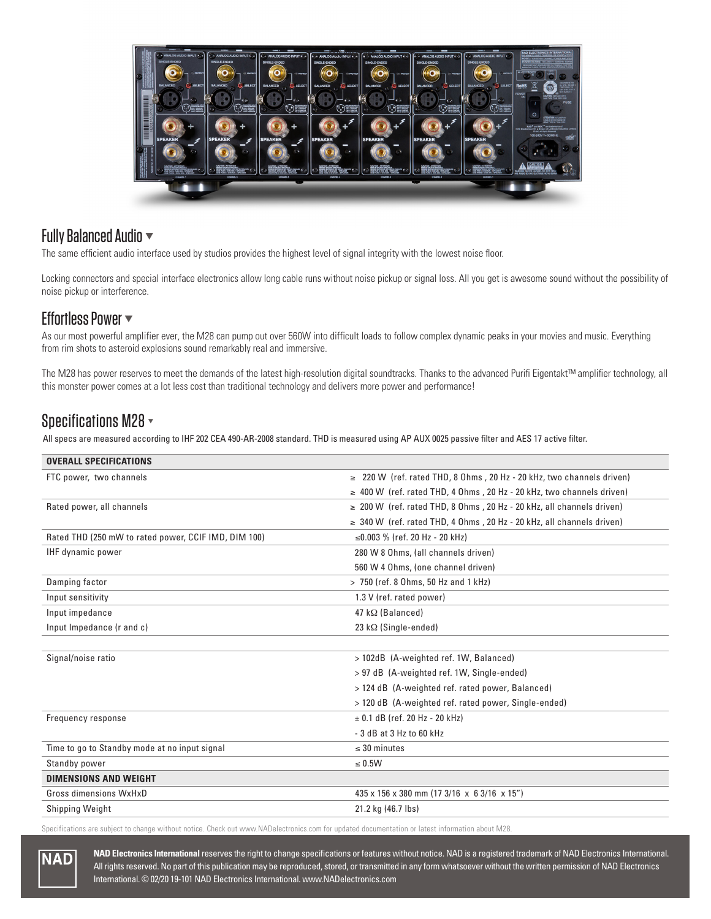## Fully Balanced Audio ▾

The same efficient audio interface used by studios provides the highest level of signal integrity with the lowest noise floor.

Locking connectors and special interface electronics allow long cable runs without noise pickup or signal loss. All you get is awesome sound without the possibility of noise pickup or interference.

## Effortless Power ▾

As our most powerful amplifier ever, the M28 can pump out over 560W into difficult loads to follow complex dynamic peaks in your movies and music. Everything from rim shots to asteroid explosions sound remarkably real and immersive.

The M28 has power reserves to meet the demands of the latest high-resolution digital soundtracks. Thanks to the advanced Purifi Eigentakt™ amplifier technology, all this monster power comes at a lot less cost than traditional technology and delivers more power and performance!

## Specifications M28 ▾

All specs are measured according to IHF 202 CEA 490-AR-2008 standard. THD is measured using AP AUX 0025 passive filter and AES 17 active filter.

| **OVERALL SPECIFICATIONS** | |
|---|---|
| FTC power, two channels | ≥ 220 W (ref. rated THD, 8 Ohms , 20 Hz - 20 kHz, two channels driven) |
| | ≥ 400 W (ref. rated THD, 4 Ohms , 20 Hz - 20 kHz, two channels driven) |
| Rated power, all channels | ≥ 200 W (ref. rated THD, 8 Ohms , 20 Hz - 20 kHz, all channels driven) |
| | ≥ 340 W (ref. rated THD, 4 Ohms , 20 Hz - 20 kHz, all channels driven) |
| Rated THD (250 mW to rated power, CCIF IMD, DIM 100) | ≤0.003 % (ref. 20 Hz - 20 kHz) |
| IHF dynamic power | 280 W 8 Ohms, (all channels driven) |
| | 560 W 4 Ohms, (one channel driven) |
| Damping factor | > 750 (ref. 8 Ohms, 50 Hz and 1 kHz) |
| Input sensitivity | 1.3 V (ref. rated power) |
| Input impedance | 47 kΩ (Balanced) |
| Input Impedance (r and c) | 23 kΩ (Single-ended) |
| | |
| Signal/noise ratio | > 102dB (A-weighted ref. 1W, Balanced) |
| | > 97 dB (A-weighted ref. 1W, Single-ended) |
| | > 124 dB (A-weighted ref. rated power, Balanced) |
| | > 120 dB (A-weighted ref. rated power, Single-ended) |
| Frequency response | ± 0.1 dB (ref. 20 Hz - 20 kHz) |
| | - 3 dB at 3 Hz to 60 kHz |
| Time to go to Standby mode at no input signal | ≤ 30 minutes |
| Standby power | ≤ 0.5W |
| **DIMENSIONS AND WEIGHT** | |
| Gross dimensions WxHxD | 435 x 156 x 380 mm (17 3/16 x 6 3/16 x 15") |
| Shipping Weight | 21.2 kg (46.7 lbs) |

Specifications are subject to change without notice. Check out www.NADelectronics.com for updated documentation or latest information about M28.

NAD

**NAD Electronics International** reserves the right to change specifications or features without notice. NAD is a registered trademark of NAD Electronics International. All rights reserved. No part of this publication may be reproduced, stored, or transmitted in any form whatsoever without the written permission of NAD Electronics International. © 02/20 19-101 NAD Electronics International. www.NADelectronics.com